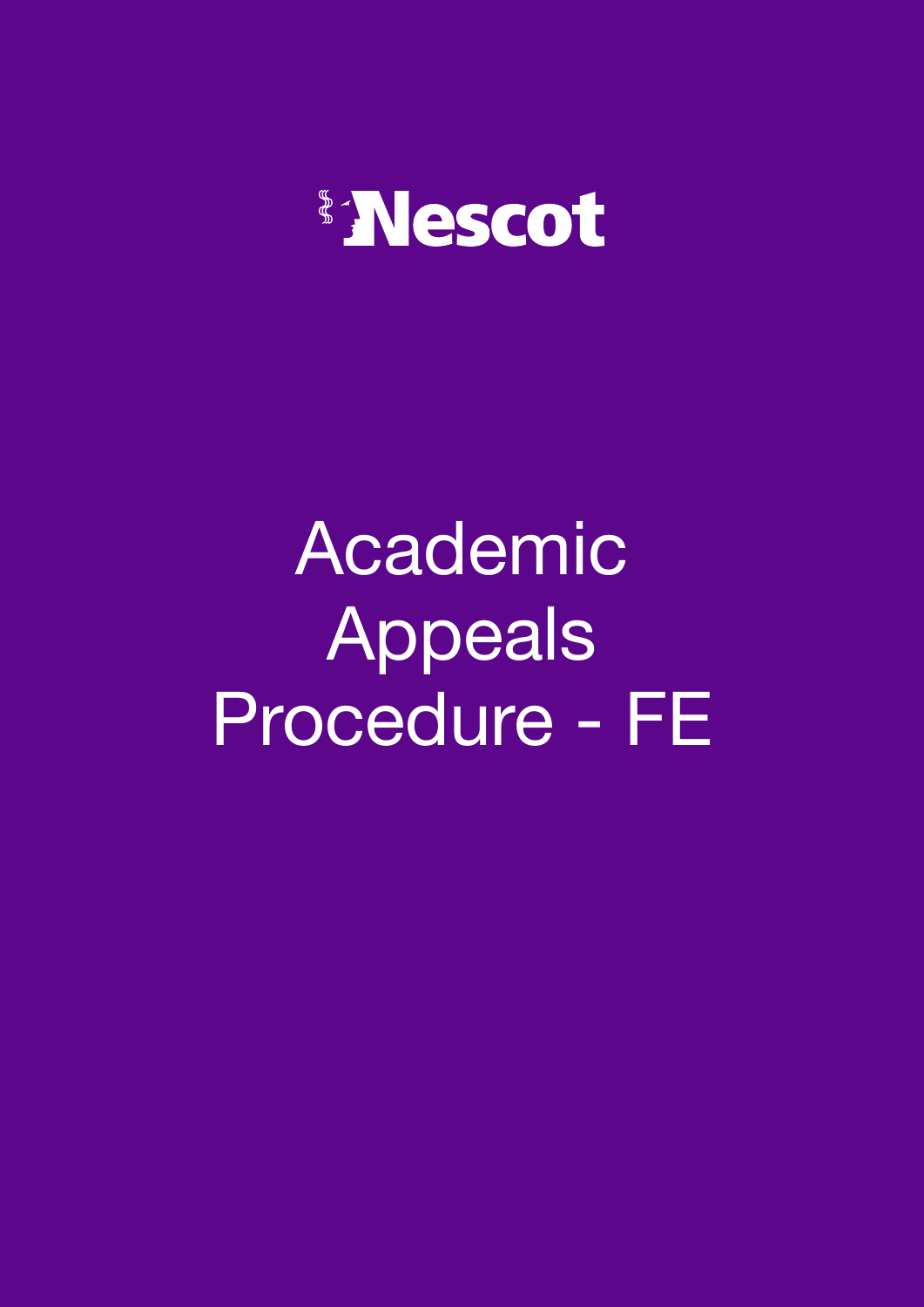Nescot

# Academic Appeals Procedure - FE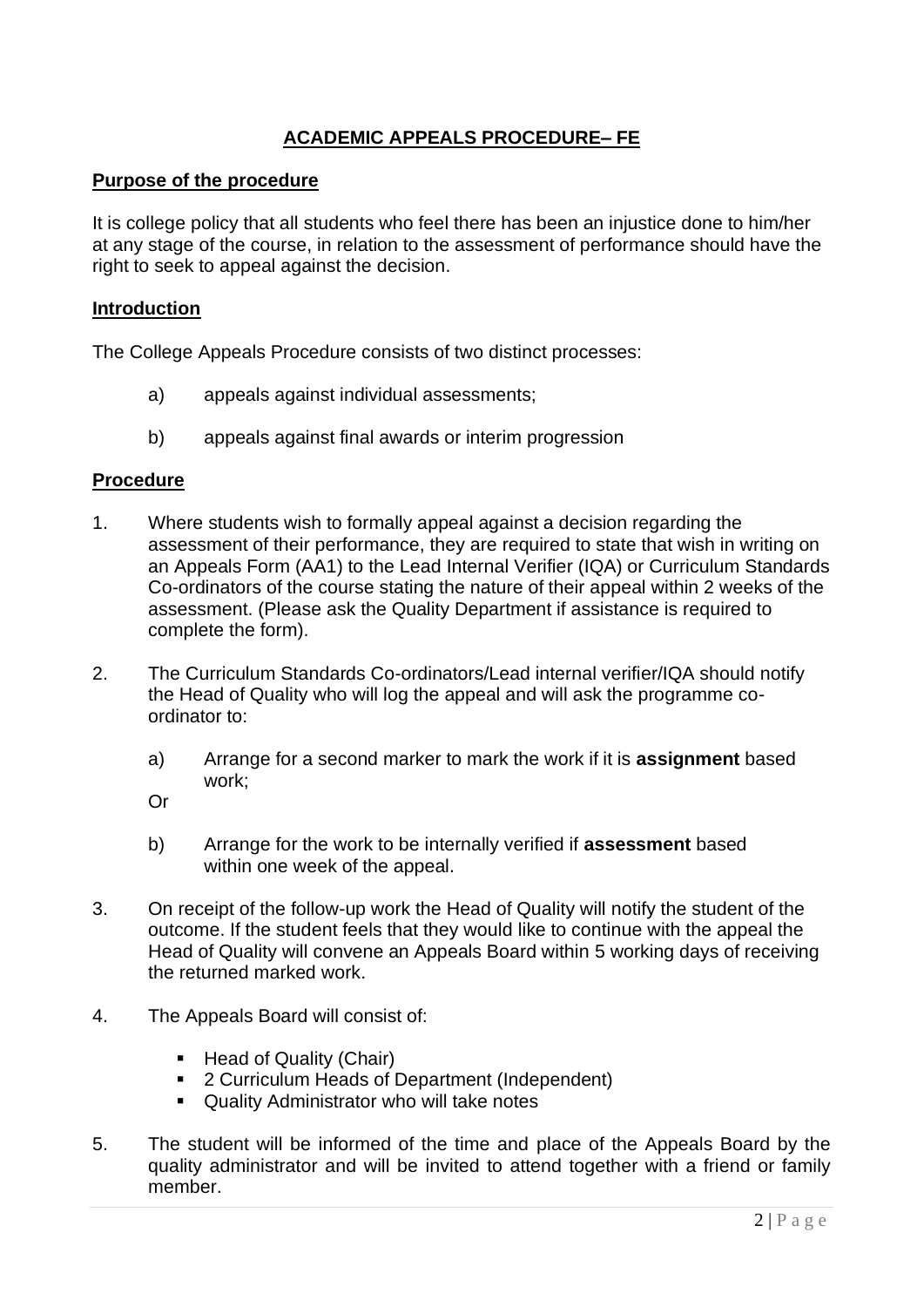# ACADEMIC APPEALS PROCEDURE– FE

## Purpose of the procedure

It is college policy that all students who feel there has been an injustice done to him/her at any stage of the course, in relation to the assessment of performance should have the right to seek to appeal against the decision.

## Introduction

The College Appeals Procedure consists of two distinct processes:

a) appeals against individual assessments;

b) appeals against final awards or interim progression

## Procedure

1. Where students wish to formally appeal against a decision regarding the assessment of their performance, they are required to state that wish in writing on an Appeals Form (AA1) to the Lead Internal Verifier (IQA) or Curriculum Standards Co-ordinators of the course stating the nature of their appeal within 2 weeks of the assessment. (Please ask the Quality Department if assistance is required to complete the form).

2. The Curriculum Standards Co-ordinators/Lead internal verifier/IQA should notify the Head of Quality who will log the appeal and will ask the programme co-ordinator to:

   a) Arrange for a second marker to mark the work if it is **assignment** based work;

   Or

   b) Arrange for the work to be internally verified if **assessment** based within one week of the appeal.

3. On receipt of the follow-up work the Head of Quality will notify the student of the outcome. If the student feels that they would like to continue with the appeal the Head of Quality will convene an Appeals Board within 5 working days of receiving the returned marked work.

4. The Appeals Board will consist of:

   - Head of Quality (Chair)
   - 2 Curriculum Heads of Department (Independent)
   - Quality Administrator who will take notes

5. The student will be informed of the time and place of the Appeals Board by the quality administrator and will be invited to attend together with a friend or family member.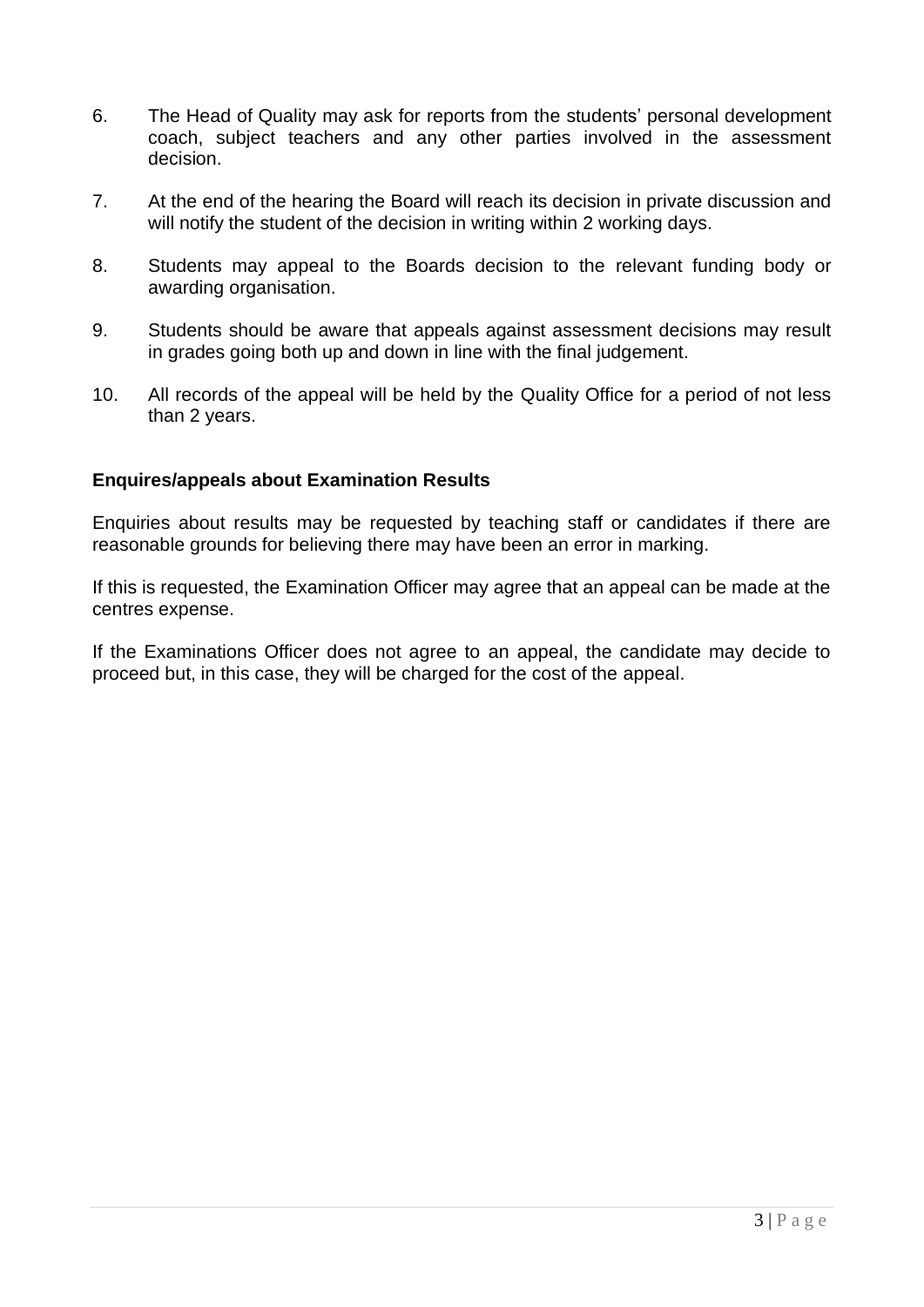6. The Head of Quality may ask for reports from the students' personal development coach, subject teachers and any other parties involved in the assessment decision.

7. At the end of the hearing the Board will reach its decision in private discussion and will notify the student of the decision in writing within 2 working days.

8. Students may appeal to the Boards decision to the relevant funding body or awarding organisation.

9. Students should be aware that appeals against assessment decisions may result in grades going both up and down in line with the final judgement.

10. All records of the appeal will be held by the Quality Office for a period of not less than 2 years.

**Enquires/appeals about Examination Results**

Enquiries about results may be requested by teaching staff or candidates if there are reasonable grounds for believing there may have been an error in marking.

If this is requested, the Examination Officer may agree that an appeal can be made at the centres expense.

If the Examinations Officer does not agree to an appeal, the candidate may decide to proceed but, in this case, they will be charged for the cost of the appeal.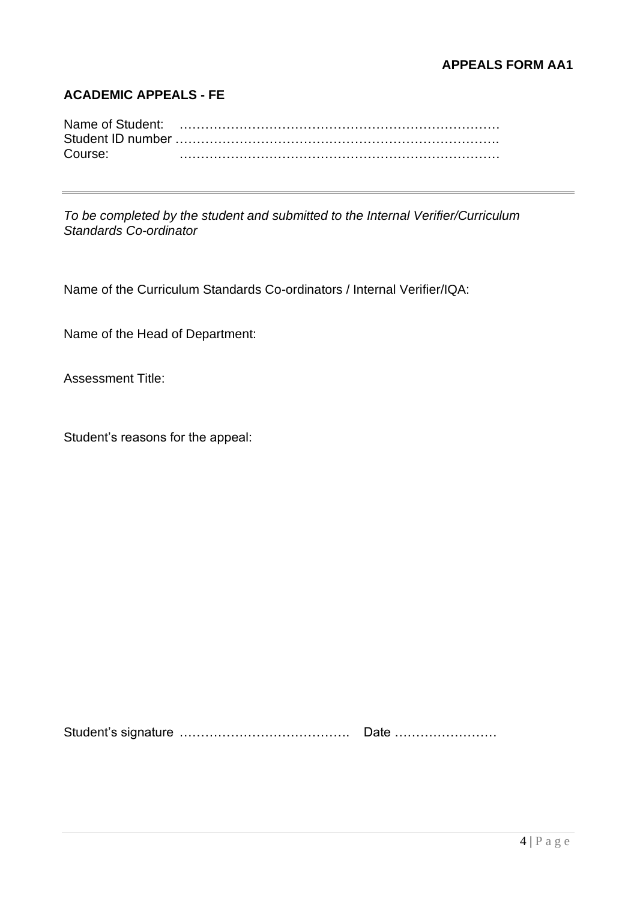**APPEALS FORM AA1**

## ACADEMIC APPEALS - FE

Name of Student: …………………………………………………………………
Student ID number ………………………………………………………………….
Course: …………………………………………………………………

---

*To be completed by the student and submitted to the Internal Verifier/Curriculum Standards Co-ordinator*

Name of the Curriculum Standards Co-ordinators / Internal Verifier/IQA:

Name of the Head of Department:

Assessment Title:

Student's reasons for the appeal:

Student's signature …………………………………. Date ……………………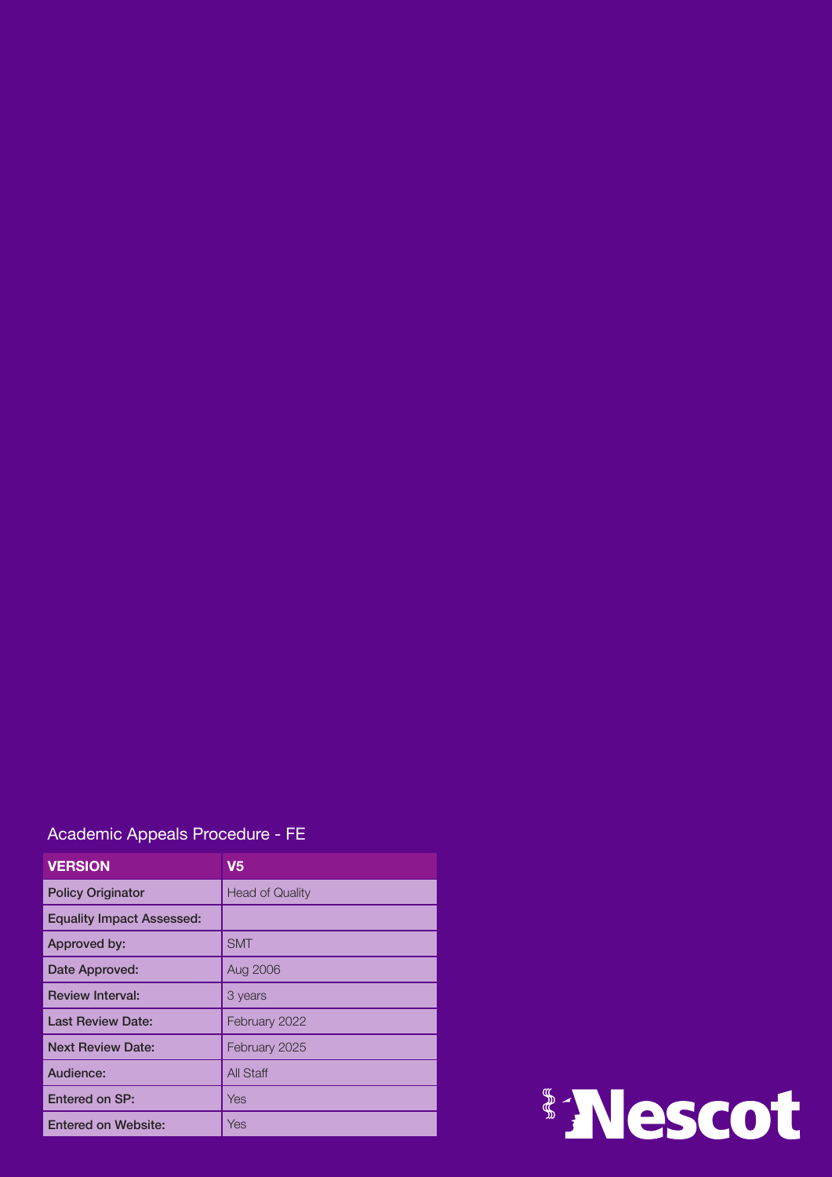Academic Appeals Procedure - FE

| VERSION | V5 |
| --- | --- |
| Policy Originator | Head of Quality |
| Equality Impact Assessed: | |
| Approved by: | SMT |
| Date Approved: | Aug 2006 |
| Review Interval: | 3 years |
| Last Review Date: | February 2022 |
| Next Review Date: | February 2025 |
| Audience: | All Staff |
| Entered on SP: | Yes |
| Entered on Website: | Yes |

Nescot